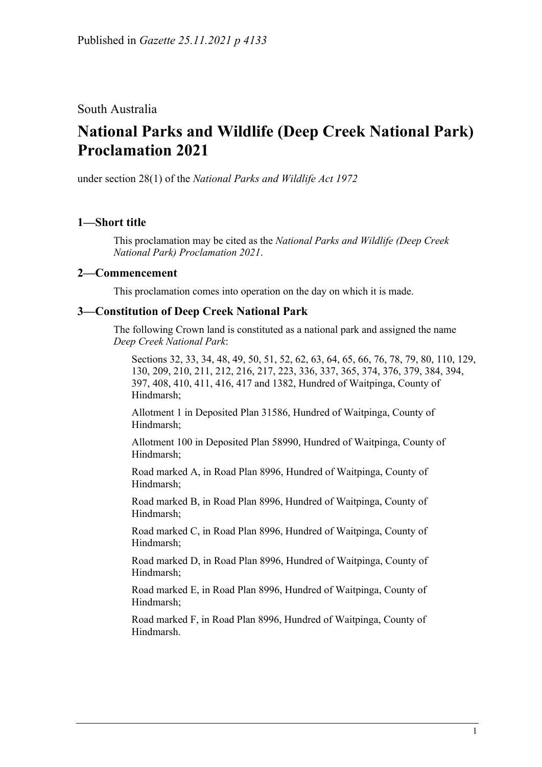Published in *Gazette 25.11.2021 p 4133*

South Australia

# National Parks and Wildlife (Deep Creek National Park) Proclamation 2021

under section 28(1) of the *National Parks and Wildlife Act 1972*

## 1—Short title

This proclamation may be cited as the *National Parks and Wildlife (Deep Creek National Park) Proclamation 2021*.

## 2—Commencement

This proclamation comes into operation on the day on which it is made.

## 3—Constitution of Deep Creek National Park

The following Crown land is constituted as a national park and assigned the name *Deep Creek National Park*:

Sections 32, 33, 34, 48, 49, 50, 51, 52, 62, 63, 64, 65, 66, 76, 78, 79, 80, 110, 129, 130, 209, 210, 211, 212, 216, 217, 223, 336, 337, 365, 374, 376, 379, 384, 394, 397, 408, 410, 411, 416, 417 and 1382, Hundred of Waitpinga, County of Hindmarsh;

Allotment 1 in Deposited Plan 31586, Hundred of Waitpinga, County of Hindmarsh;

Allotment 100 in Deposited Plan 58990, Hundred of Waitpinga, County of Hindmarsh;

Road marked A, in Road Plan 8996, Hundred of Waitpinga, County of Hindmarsh;

Road marked B, in Road Plan 8996, Hundred of Waitpinga, County of Hindmarsh;

Road marked C, in Road Plan 8996, Hundred of Waitpinga, County of Hindmarsh;

Road marked D, in Road Plan 8996, Hundred of Waitpinga, County of Hindmarsh;

Road marked E, in Road Plan 8996, Hundred of Waitpinga, County of Hindmarsh;

Road marked F, in Road Plan 8996, Hundred of Waitpinga, County of Hindmarsh.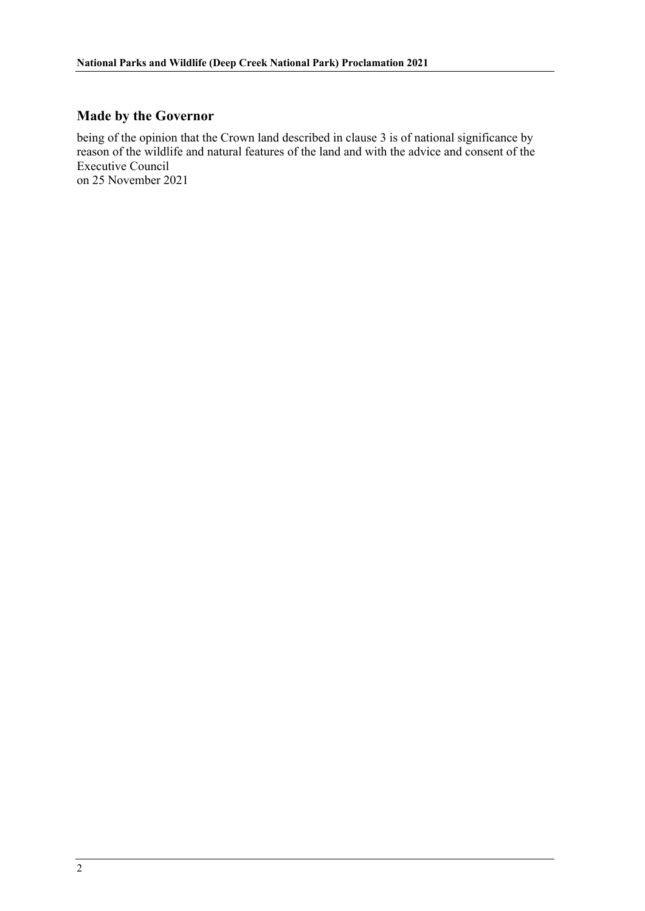## Made by the Governor

being of the opinion that the Crown land described in clause 3 is of national significance by reason of the wildlife and natural features of the land and with the advice and consent of the Executive Council
on 25 November 2021